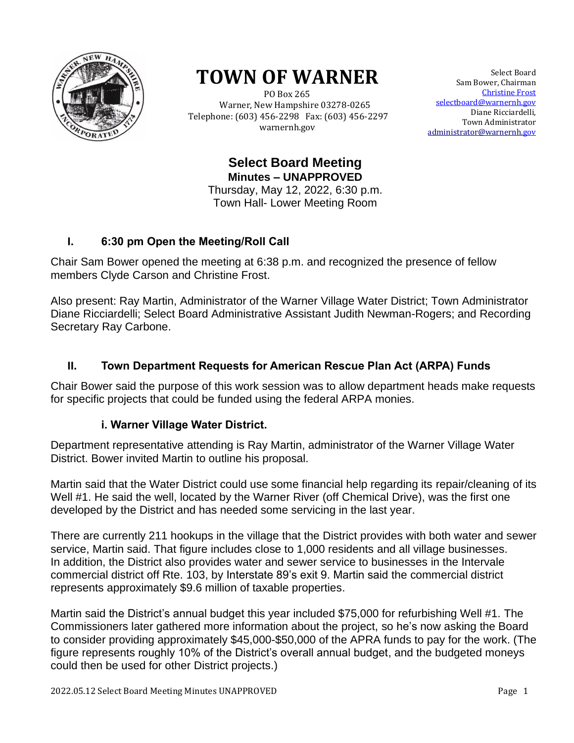# TOWN OF WARNER

PO Box 265
Warner, New Hampshire 03278-0265
Telephone: (603) 456-2298 Fax: (603) 456-2297
warnernh.gov

Select Board
Sam Bower, Chairman
Christine Frost
selectboard@warnernh.gov
Diane Ricciardelli,
Town Administrator
administrator@warnernh.gov

## Select Board Meeting

**Minutes – UNAPPROVED**

Thursday, May 12, 2022, 6:30 p.m.
Town Hall- Lower Meeting Room

## I. 6:30 pm Open the Meeting/Roll Call

Chair Sam Bower opened the meeting at 6:38 p.m. and recognized the presence of fellow members Clyde Carson and Christine Frost.

Also present: Ray Martin, Administrator of the Warner Village Water District; Town Administrator Diane Ricciardelli; Select Board Administrative Assistant Judith Newman-Rogers; and Recording Secretary Ray Carbone.

## II. Town Department Requests for American Rescue Plan Act (ARPA) Funds

Chair Bower said the purpose of this work session was to allow department heads make requests for specific projects that could be funded using the federal ARPA monies.

### i. Warner Village Water District.

Department representative attending is Ray Martin, administrator of the Warner Village Water District. Bower invited Martin to outline his proposal.

Martin said that the Water District could use some financial help regarding its repair/cleaning of its Well #1. He said the well, located by the Warner River (off Chemical Drive), was the first one developed by the District and has needed some servicing in the last year.

There are currently 211 hookups in the village that the District provides with both water and sewer service, Martin said. That figure includes close to 1,000 residents and all village businesses. In addition, the District also provides water and sewer service to businesses in the Intervale commercial district off Rte. 103, by Interstate 89's exit 9. Martin said the commercial district represents approximately $9.6 million of taxable properties.

Martin said the District's annual budget this year included $75,000 for refurbishing Well #1. The Commissioners later gathered more information about the project, so he's now asking the Board to consider providing approximately $45,000-$50,000 of the APRA funds to pay for the work. (The figure represents roughly 10% of the District's overall annual budget, and the budgeted moneys could then be used for other District projects.)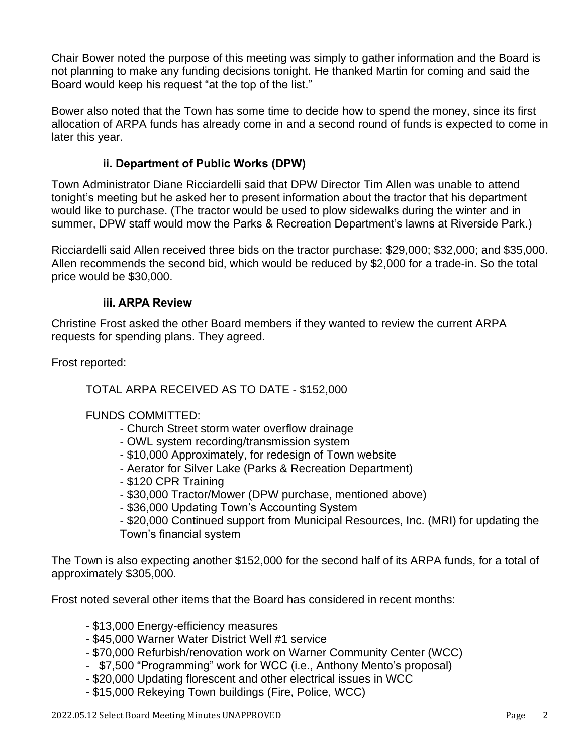Chair Bower noted the purpose of this meeting was simply to gather information and the Board is not planning to make any funding decisions tonight. He thanked Martin for coming and said the Board would keep his request "at the top of the list."

Bower also noted that the Town has some time to decide how to spend the money, since its first allocation of ARPA funds has already come in and a second round of funds is expected to come in later this year.

### ii. Department of Public Works (DPW)

Town Administrator Diane Ricciardelli said that DPW Director Tim Allen was unable to attend tonight's meeting but he asked her to present information about the tractor that his department would like to purchase. (The tractor would be used to plow sidewalks during the winter and in summer, DPW staff would mow the Parks & Recreation Department's lawns at Riverside Park.)

Ricciardelli said Allen received three bids on the tractor purchase: $29,000; $32,000; and $35,000. Allen recommends the second bid, which would be reduced by $2,000 for a trade-in. So the total price would be $30,000.

### iii. ARPA Review

Christine Frost asked the other Board members if they wanted to review the current ARPA requests for spending plans. They agreed.

Frost reported:

TOTAL ARPA RECEIVED AS TO DATE - $152,000

FUNDS COMMITTED:

- Church Street storm water overflow drainage
- OWL system recording/transmission system
- $10,000 Approximately, for redesign of Town website
- Aerator for Silver Lake (Parks & Recreation Department)
- $120 CPR Training
- $30,000 Tractor/Mower (DPW purchase, mentioned above)
- $36,000 Updating Town's Accounting System
- $20,000 Continued support from Municipal Resources, Inc. (MRI) for updating the Town's financial system

The Town is also expecting another $152,000 for the second half of its ARPA funds, for a total of approximately $305,000.

Frost noted several other items that the Board has considered in recent months:

- $13,000 Energy-efficiency measures
- $45,000 Warner Water District Well #1 service
- $70,000 Refurbish/renovation work on Warner Community Center (WCC)
- $7,500 "Programming" work for WCC (i.e., Anthony Mento's proposal)
- $20,000 Updating florescent and other electrical issues in WCC
- $15,000 Rekeying Town buildings (Fire, Police, WCC)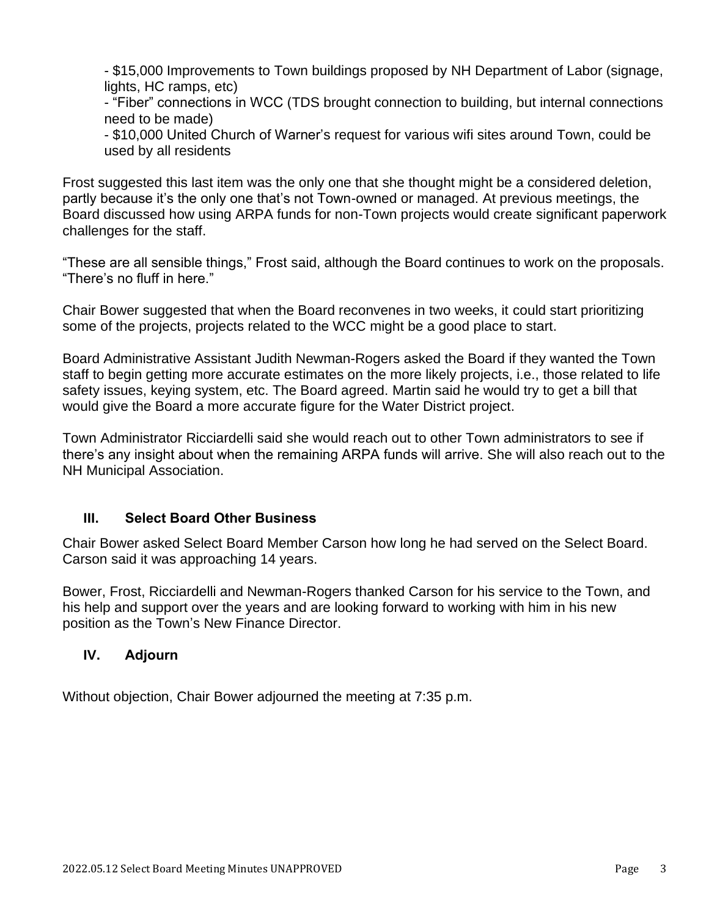- $15,000 Improvements to Town buildings proposed by NH Department of Labor (signage, lights, HC ramps, etc)
- "Fiber" connections in WCC (TDS brought connection to building, but internal connections need to be made)
- $10,000 United Church of Warner's request for various wifi sites around Town, could be used by all residents

Frost suggested this last item was the only one that she thought might be a considered deletion, partly because it's the only one that's not Town-owned or managed. At previous meetings, the Board discussed how using ARPA funds for non-Town projects would create significant paperwork challenges for the staff.

"These are all sensible things," Frost said, although the Board continues to work on the proposals. "There's no fluff in here."

Chair Bower suggested that when the Board reconvenes in two weeks, it could start prioritizing some of the projects, projects related to the WCC might be a good place to start.

Board Administrative Assistant Judith Newman-Rogers asked the Board if they wanted the Town staff to begin getting more accurate estimates on the more likely projects, i.e., those related to life safety issues, keying system, etc. The Board agreed. Martin said he would try to get a bill that would give the Board a more accurate figure for the Water District project.

Town Administrator Ricciardelli said she would reach out to other Town administrators to see if there's any insight about when the remaining ARPA funds will arrive. She will also reach out to the NH Municipal Association.

## III. Select Board Other Business

Chair Bower asked Select Board Member Carson how long he had served on the Select Board. Carson said it was approaching 14 years.

Bower, Frost, Ricciardelli and Newman-Rogers thanked Carson for his service to the Town, and his help and support over the years and are looking forward to working with him in his new position as the Town's New Finance Director.

## IV. Adjourn

Without objection, Chair Bower adjourned the meeting at 7:35 p.m.